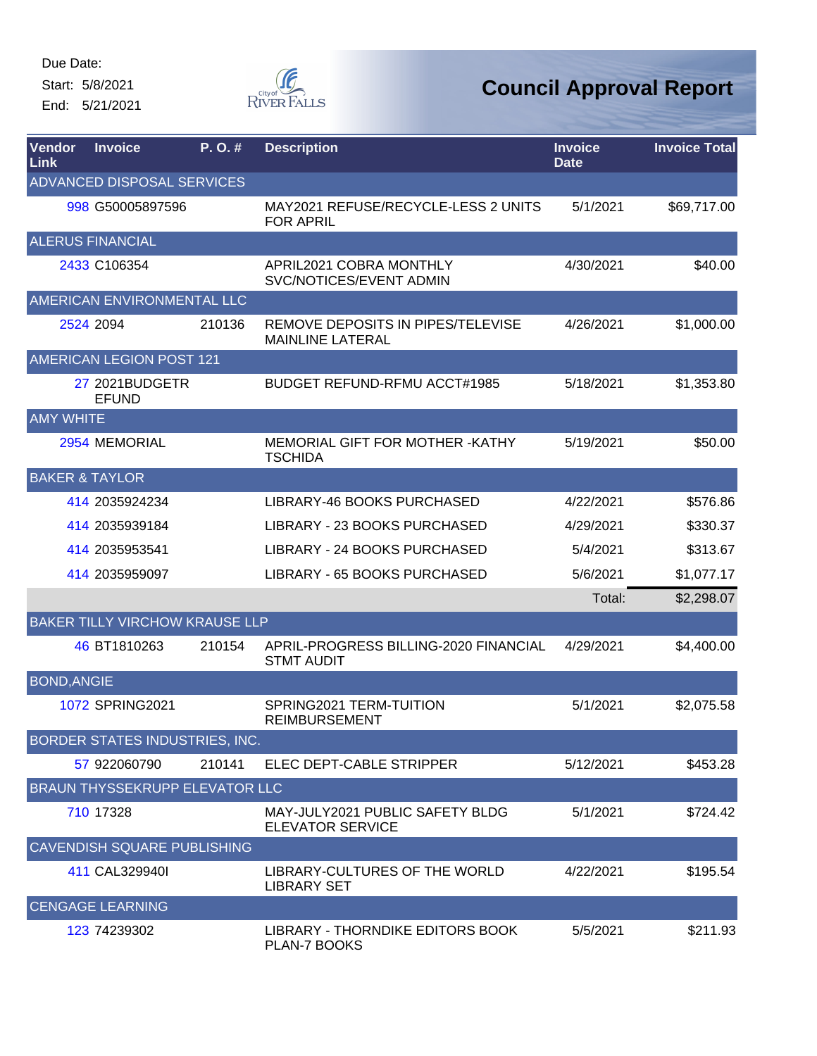Due Date:

Start: 5/8/2021

End: 5/21/2021

# Council Approval Report

| Vendor Link | Invoice | P. O. # | Description | Invoice Date | Invoice Total |
|---|---|---|---|---|---|
| ADVANCED DISPOSAL SERVICES | | | | | |
| 998 | G50005897596 | | MAY2021 REFUSE/RECYCLE-LESS 2 UNITS FOR APRIL | 5/1/2021 | $69,717.00 |
| ALERUS FINANCIAL | | | | | |
| 2433 | C106354 | | APRIL2021 COBRA MONTHLY SVC/NOTICES/EVENT ADMIN | 4/30/2021 | $40.00 |
| AMERICAN ENVIRONMENTAL LLC | | | | | |
| 2524 | 2094 | 210136 | REMOVE DEPOSITS IN PIPES/TELEVISE MAINLINE LATERAL | 4/26/2021 | $1,000.00 |
| AMERICAN LEGION POST 121 | | | | | |
| 27 | 2021BUDGETR EFUND | | BUDGET REFUND-RFMU ACCT#1985 | 5/18/2021 | $1,353.80 |
| AMY WHITE | | | | | |
| 2954 | MEMORIAL | | MEMORIAL GIFT FOR MOTHER -KATHY TSCHIDA | 5/19/2021 | $50.00 |
| BAKER & TAYLOR | | | | | |
| 414 | 2035924234 | | LIBRARY-46 BOOKS PURCHASED | 4/22/2021 | $576.86 |
| 414 | 2035939184 | | LIBRARY - 23 BOOKS PURCHASED | 4/29/2021 | $330.37 |
| 414 | 2035953541 | | LIBRARY - 24 BOOKS PURCHASED | 5/4/2021 | $313.67 |
| 414 | 2035959097 | | LIBRARY - 65 BOOKS PURCHASED | 5/6/2021 | $1,077.17 |
| | | | | Total: | $2,298.07 |
| BAKER TILLY VIRCHOW KRAUSE LLP | | | | | |
| 46 | BT1810263 | 210154 | APRIL-PROGRESS BILLING-2020 FINANCIAL STMT AUDIT | 4/29/2021 | $4,400.00 |
| BOND,ANGIE | | | | | |
| 1072 | SPRING2021 | | SPRING2021 TERM-TUITION REIMBURSEMENT | 5/1/2021 | $2,075.58 |
| BORDER STATES INDUSTRIES, INC. | | | | | |
| 57 | 922060790 | 210141 | ELEC DEPT-CABLE STRIPPER | 5/12/2021 | $453.28 |
| BRAUN THYSSEKRUPP ELEVATOR LLC | | | | | |
| 710 | 17328 | | MAY-JULY2021 PUBLIC SAFETY BLDG ELEVATOR SERVICE | 5/1/2021 | $724.42 |
| CAVENDISH SQUARE PUBLISHING | | | | | |
| 411 | CAL329940I | | LIBRARY-CULTURES OF THE WORLD LIBRARY SET | 4/22/2021 | $195.54 |
| CENGAGE LEARNING | | | | | |
| 123 | 74239302 | | LIBRARY - THORNDIKE EDITORS BOOK PLAN-7 BOOKS | 5/5/2021 | $211.93 |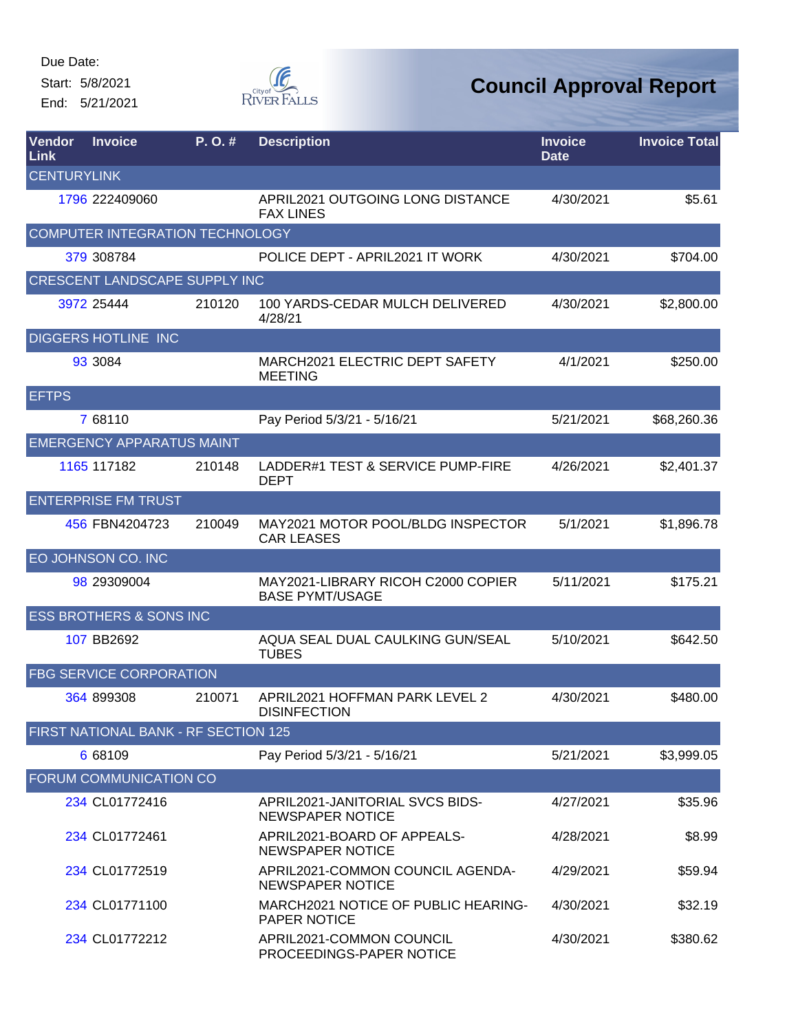Due Date:

Start: 5/8/2021

End: 5/21/2021

# Council Approval Report

| Vendor Link | Invoice | P. O. # | Description | Invoice Date | Invoice Total |
|---|---|---|---|---|---|
| CENTURYLINK | | | | | |
| 1796 | 222409060 | | APRIL2021 OUTGOING LONG DISTANCE FAX LINES | 4/30/2021 | $5.61 |
| COMPUTER INTEGRATION TECHNOLOGY | | | | | |
| 379 | 308784 | | POLICE DEPT - APRIL2021 IT WORK | 4/30/2021 | $704.00 |
| CRESCENT LANDSCAPE SUPPLY INC | | | | | |
| 3972 | 25444 | 210120 | 100 YARDS-CEDAR MULCH DELIVERED 4/28/21 | 4/30/2021 | $2,800.00 |
| DIGGERS HOTLINE INC | | | | | |
| 93 | 3084 | | MARCH2021 ELECTRIC DEPT SAFETY MEETING | 4/1/2021 | $250.00 |
| EFTPS | | | | | |
| 7 | 68110 | | Pay Period 5/3/21 - 5/16/21 | 5/21/2021 | $68,260.36 |
| EMERGENCY APPARATUS MAINT | | | | | |
| 1165 | 117182 | 210148 | LADDER#1 TEST & SERVICE PUMP-FIRE DEPT | 4/26/2021 | $2,401.37 |
| ENTERPRISE FM TRUST | | | | | |
| 456 | FBN4204723 | 210049 | MAY2021 MOTOR POOL/BLDG INSPECTOR CAR LEASES | 5/1/2021 | $1,896.78 |
| EO JOHNSON CO. INC | | | | | |
| 98 | 29309004 | | MAY2021-LIBRARY RICOH C2000 COPIER BASE PYMT/USAGE | 5/11/2021 | $175.21 |
| ESS BROTHERS & SONS INC | | | | | |
| 107 | BB2692 | | AQUA SEAL DUAL CAULKING GUN/SEAL TUBES | 5/10/2021 | $642.50 |
| FBG SERVICE CORPORATION | | | | | |
| 364 | 899308 | 210071 | APRIL2021 HOFFMAN PARK LEVEL 2 DISINFECTION | 4/30/2021 | $480.00 |
| FIRST NATIONAL BANK - RF SECTION 125 | | | | | |
| 6 | 68109 | | Pay Period 5/3/21 - 5/16/21 | 5/21/2021 | $3,999.05 |
| FORUM COMMUNICATION CO | | | | | |
| 234 | CL01772416 | | APRIL2021-JANITORIAL SVCS BIDS-NEWSPAPER NOTICE | 4/27/2021 | $35.96 |
| 234 | CL01772461 | | APRIL2021-BOARD OF APPEALS-NEWSPAPER NOTICE | 4/28/2021 | $8.99 |
| 234 | CL01772519 | | APRIL2021-COMMON COUNCIL AGENDA-NEWSPAPER NOTICE | 4/29/2021 | $59.94 |
| 234 | CL01771100 | | MARCH2021 NOTICE OF PUBLIC HEARING-PAPER NOTICE | 4/30/2021 | $32.19 |
| 234 | CL01772212 | | APRIL2021-COMMON COUNCIL PROCEEDINGS-PAPER NOTICE | 4/30/2021 | $380.62 |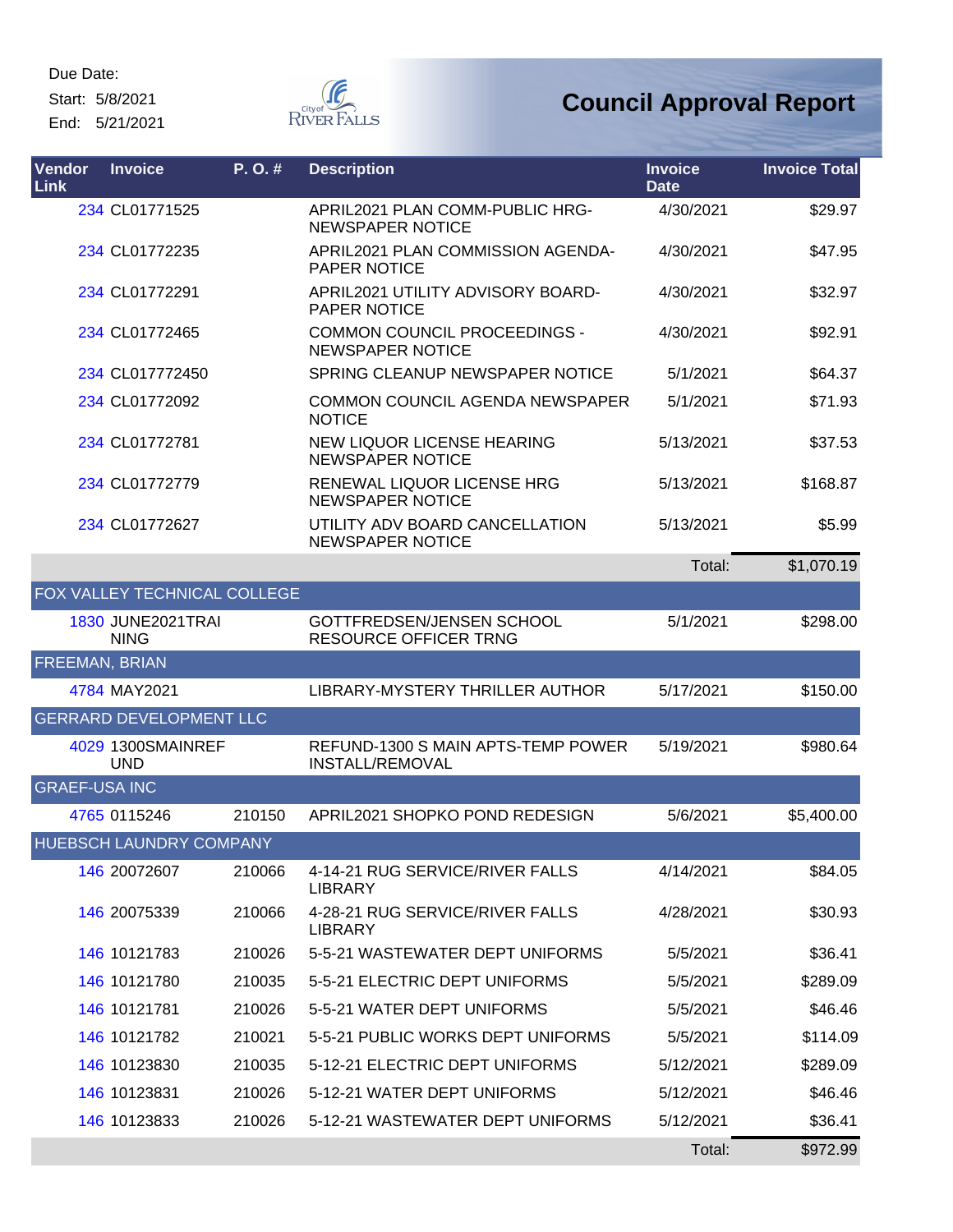Due Date:
Start: 5/8/2021
End: 5/21/2021

# Council Approval Report

| Vendor Link | Invoice | P. O. # | Description | Invoice Date | Invoice Total |
|---|---|---|---|---|---|
| 234 | CL01771525 | | APRIL2021 PLAN COMM-PUBLIC HRG-NEWSPAPER NOTICE | 4/30/2021 | $29.97 |
| 234 | CL01772235 | | APRIL2021 PLAN COMMISSION AGENDA-PAPER NOTICE | 4/30/2021 | $47.95 |
| 234 | CL01772291 | | APRIL2021 UTILITY ADVISORY BOARD-PAPER NOTICE | 4/30/2021 | $32.97 |
| 234 | CL01772465 | | COMMON COUNCIL PROCEEDINGS - NEWSPAPER NOTICE | 4/30/2021 | $92.91 |
| 234 | CL017772450 | | SPRING CLEANUP NEWSPAPER NOTICE | 5/1/2021 | $64.37 |
| 234 | CL01772092 | | COMMON COUNCIL AGENDA NEWSPAPER NOTICE | 5/1/2021 | $71.93 |
| 234 | CL01772781 | | NEW LIQUOR LICENSE HEARING NEWSPAPER NOTICE | 5/13/2021 | $37.53 |
| 234 | CL01772779 | | RENEWAL LIQUOR LICENSE HRG NEWSPAPER NOTICE | 5/13/2021 | $168.87 |
| 234 | CL01772627 | | UTILITY ADV BOARD CANCELLATION NEWSPAPER NOTICE | 5/13/2021 | $5.99 |
| | | | | Total: | $1,070.19 |
| FOX VALLEY TECHNICAL COLLEGE | | | | | |
| 1830 | JUNE2021TRAINING | | GOTTFREDSEN/JENSEN SCHOOL RESOURCE OFFICER TRNG | 5/1/2021 | $298.00 |
| FREEMAN, BRIAN | | | | | |
| 4784 | MAY2021 | | LIBRARY-MYSTERY THRILLER AUTHOR | 5/17/2021 | $150.00 |
| GERRARD DEVELOPMENT LLC | | | | | |
| 4029 | 1300SMAINREFUND | | REFUND-1300 S MAIN APTS-TEMP POWER INSTALL/REMOVAL | 5/19/2021 | $980.64 |
| GRAEF-USA INC | | | | | |
| 4765 | 0115246 | 210150 | APRIL2021 SHOPKO POND REDESIGN | 5/6/2021 | $5,400.00 |
| HUEBSCH LAUNDRY COMPANY | | | | | |
| 146 | 20072607 | 210066 | 4-14-21 RUG SERVICE/RIVER FALLS LIBRARY | 4/14/2021 | $84.05 |
| 146 | 20075339 | 210066 | 4-28-21 RUG SERVICE/RIVER FALLS LIBRARY | 4/28/2021 | $30.93 |
| 146 | 10121783 | 210026 | 5-5-21 WASTEWATER DEPT UNIFORMS | 5/5/2021 | $36.41 |
| 146 | 10121780 | 210035 | 5-5-21 ELECTRIC DEPT UNIFORMS | 5/5/2021 | $289.09 |
| 146 | 10121781 | 210026 | 5-5-21 WATER DEPT UNIFORMS | 5/5/2021 | $46.46 |
| 146 | 10121782 | 210021 | 5-5-21 PUBLIC WORKS DEPT UNIFORMS | 5/5/2021 | $114.09 |
| 146 | 10123830 | 210035 | 5-12-21 ELECTRIC DEPT UNIFORMS | 5/12/2021 | $289.09 |
| 146 | 10123831 | 210026 | 5-12-21 WATER DEPT UNIFORMS | 5/12/2021 | $46.46 |
| 146 | 10123833 | 210026 | 5-12-21 WASTEWATER DEPT UNIFORMS | 5/12/2021 | $36.41 |
| | | | | Total: | $972.99 |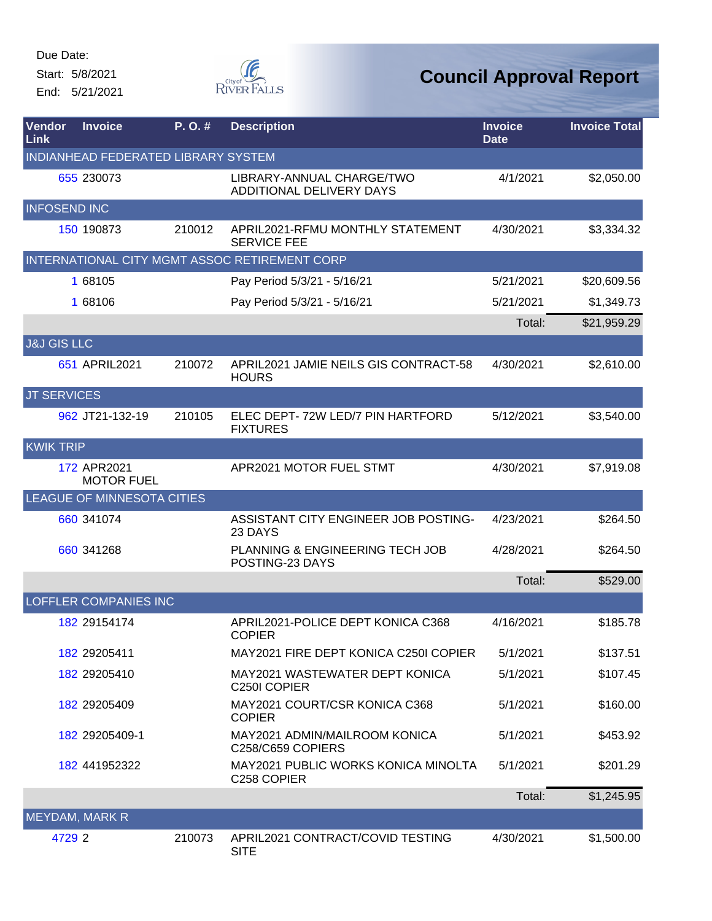Due Date:
Start: 5/8/2021
End: 5/21/2021

City of River Falls

# Council Approval Report

| Vendor Link | Invoice | P. O. # | Description | Invoice Date | Invoice Total |
|---|---|---|---|---|---|
| INDIANHEAD FEDERATED LIBRARY SYSTEM | | | | | |
| 655 | 230073 | | LIBRARY-ANNUAL CHARGE/TWO ADDITIONAL DELIVERY DAYS | 4/1/2021 | $2,050.00 |
| INFOSEND INC | | | | | |
| 150 | 190873 | 210012 | APRIL2021-RFMU MONTHLY STATEMENT SERVICE FEE | 4/30/2021 | $3,334.32 |
| INTERNATIONAL CITY MGMT ASSOC RETIREMENT CORP | | | | | |
| 1 | 68105 | | Pay Period 5/3/21 - 5/16/21 | 5/21/2021 | $20,609.56 |
| 1 | 68106 | | Pay Period 5/3/21 - 5/16/21 | 5/21/2021 | $1,349.73 |
| | | | | Total: | $21,959.29 |
| J&J GIS LLC | | | | | |
| 651 | APRIL2021 | 210072 | APRIL2021 JAMIE NEILS GIS CONTRACT-58 HOURS | 4/30/2021 | $2,610.00 |
| JT SERVICES | | | | | |
| 962 | JT21-132-19 | 210105 | ELEC DEPT- 72W LED/7 PIN HARTFORD FIXTURES | 5/12/2021 | $3,540.00 |
| KWIK TRIP | | | | | |
| 172 | APR2021 MOTOR FUEL | | APR2021 MOTOR FUEL STMT | 4/30/2021 | $7,919.08 |
| LEAGUE OF MINNESOTA CITIES | | | | | |
| 660 | 341074 | | ASSISTANT CITY ENGINEER JOB POSTING-23 DAYS | 4/23/2021 | $264.50 |
| 660 | 341268 | | PLANNING & ENGINEERING TECH JOB POSTING-23 DAYS | 4/28/2021 | $264.50 |
| | | | | Total: | $529.00 |
| LOFFLER COMPANIES INC | | | | | |
| 182 | 29154174 | | APRIL2021-POLICE DEPT KONICA C368 COPIER | 4/16/2021 | $185.78 |
| 182 | 29205411 | | MAY2021 FIRE DEPT KONICA C250I COPIER | 5/1/2021 | $137.51 |
| 182 | 29205410 | | MAY2021 WASTEWATER DEPT KONICA C250I COPIER | 5/1/2021 | $107.45 |
| 182 | 29205409 | | MAY2021 COURT/CSR KONICA C368 COPIER | 5/1/2021 | $160.00 |
| 182 | 29205409-1 | | MAY2021 ADMIN/MAILROOM KONICA C258/C659 COPIERS | 5/1/2021 | $453.92 |
| 182 | 441952322 | | MAY2021 PUBLIC WORKS KONICA MINOLTA C258 COPIER | 5/1/2021 | $201.29 |
| | | | | Total: | $1,245.95 |
| MEYDAM, MARK R | | | | | |
| 4729 | 2 | 210073 | APRIL2021 CONTRACT/COVID TESTING SITE | 4/30/2021 | $1,500.00 |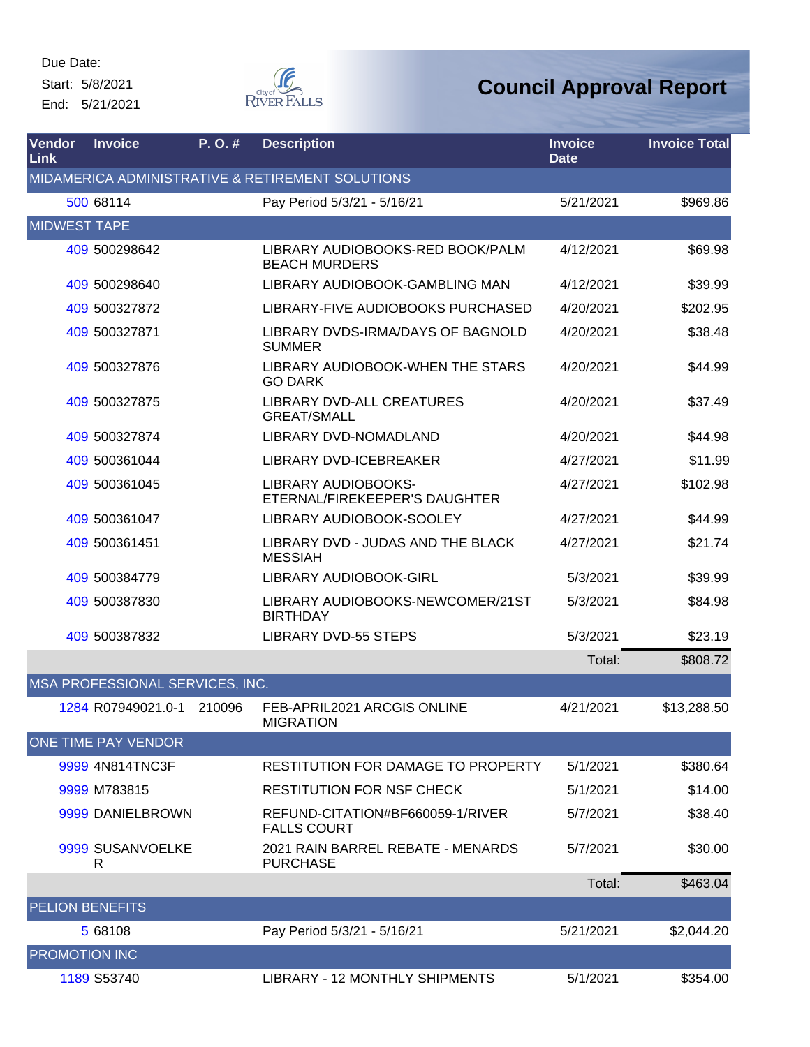Due Date:
Start: 5/8/2021
End: 5/21/2021

City of River Falls

# Council Approval Report

| Vendor Link | Invoice | P. O. # | Description | Invoice Date | Invoice Total |
|---|---|---|---|---|---|
| MIDAMERICA ADMINISTRATIVE & RETIREMENT SOLUTIONS | | | | | |
| 500 | 68114 | | Pay Period 5/3/21 - 5/16/21 | 5/21/2021 | $969.86 |
| MIDWEST TAPE | | | | | |
| 409 | 500298642 | | LIBRARY AUDIOBOOKS-RED BOOK/PALM BEACH MURDERS | 4/12/2021 | $69.98 |
| 409 | 500298640 | | LIBRARY AUDIOBOOK-GAMBLING MAN | 4/12/2021 | $39.99 |
| 409 | 500327872 | | LIBRARY-FIVE AUDIOBOOKS PURCHASED | 4/20/2021 | $202.95 |
| 409 | 500327871 | | LIBRARY DVDS-IRMA/DAYS OF BAGNOLD SUMMER | 4/20/2021 | $38.48 |
| 409 | 500327876 | | LIBRARY AUDIOBOOK-WHEN THE STARS GO DARK | 4/20/2021 | $44.99 |
| 409 | 500327875 | | LIBRARY DVD-ALL CREATURES GREAT/SMALL | 4/20/2021 | $37.49 |
| 409 | 500327874 | | LIBRARY DVD-NOMADLAND | 4/20/2021 | $44.98 |
| 409 | 500361044 | | LIBRARY DVD-ICEBREAKER | 4/27/2021 | $11.99 |
| 409 | 500361045 | | LIBRARY AUDIOBOOKS-ETERNAL/FIREKEEPER'S DAUGHTER | 4/27/2021 | $102.98 |
| 409 | 500361047 | | LIBRARY AUDIOBOOK-SOOLEY | 4/27/2021 | $44.99 |
| 409 | 500361451 | | LIBRARY DVD - JUDAS AND THE BLACK MESSIAH | 4/27/2021 | $21.74 |
| 409 | 500384779 | | LIBRARY AUDIOBOOK-GIRL | 5/3/2021 | $39.99 |
| 409 | 500387830 | | LIBRARY AUDIOBOOKS-NEWCOMER/21ST BIRTHDAY | 5/3/2021 | $84.98 |
| 409 | 500387832 | | LIBRARY DVD-55 STEPS | 5/3/2021 | $23.19 |
| | | | | Total: | $808.72 |
| MSA PROFESSIONAL SERVICES, INC. | | | | | |
| 1284 | R07949021.0-1 | 210096 | FEB-APRIL2021 ARCGIS ONLINE MIGRATION | 4/21/2021 | $13,288.50 |
| ONE TIME PAY VENDOR | | | | | |
| 9999 | 4N814TNC3F | | RESTITUTION FOR DAMAGE TO PROPERTY | 5/1/2021 | $380.64 |
| 9999 | M783815 | | RESTITUTION FOR NSF CHECK | 5/1/2021 | $14.00 |
| 9999 | DANIELBROWN | | REFUND-CITATION#BF660059-1/RIVER FALLS COURT | 5/7/2021 | $38.40 |
| 9999 | SUSANVOELKER | | 2021 RAIN BARREL REBATE - MENARDS PURCHASE | 5/7/2021 | $30.00 |
| | | | | Total: | $463.04 |
| PELION BENEFITS | | | | | |
| 5 | 68108 | | Pay Period 5/3/21 - 5/16/21 | 5/21/2021 | $2,044.20 |
| PROMOTION INC | | | | | |
| 1189 | S53740 | | LIBRARY - 12 MONTHLY SHIPMENTS | 5/1/2021 | $354.00 |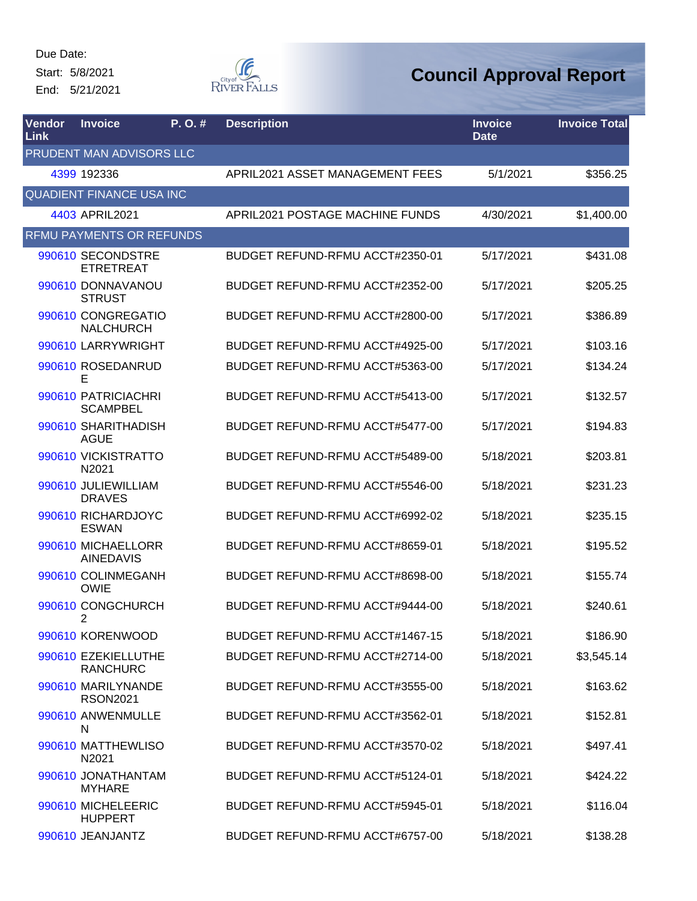Due Date:
Start: 5/8/2021
End: 5/21/2021

# Council Approval Report

| Vendor Link | Invoice | P. O. # | Description | Invoice Date | Invoice Total |
|---|---|---|---|---|---|
| PRUDENT MAN ADVISORS LLC | | | | | |
| 4399 | 192336 | | APRIL2021 ASSET MANAGEMENT FEES | 5/1/2021 | $356.25 |
| QUADIENT FINANCE USA INC | | | | | |
| 4403 | APRIL2021 | | APRIL2021 POSTAGE MACHINE FUNDS | 4/30/2021 | $1,400.00 |
| RFMU PAYMENTS OR REFUNDS | | | | | |
| 990610 | SECONDSTREETRETREAT | | BUDGET REFUND-RFMU ACCT#2350-01 | 5/17/2021 | $431.08 |
| 990610 | DONNAVANOUSTRUST | | BUDGET REFUND-RFMU ACCT#2352-00 | 5/17/2021 | $205.25 |
| 990610 | CONGREGATIONALCHURCH | | BUDGET REFUND-RFMU ACCT#2800-00 | 5/17/2021 | $386.89 |
| 990610 | LARRYWRIGHT | | BUDGET REFUND-RFMU ACCT#4925-00 | 5/17/2021 | $103.16 |
| 990610 | ROSEDANRUDE | | BUDGET REFUND-RFMU ACCT#5363-00 | 5/17/2021 | $134.24 |
| 990610 | PATRICIACHRISCAMPBEL | | BUDGET REFUND-RFMU ACCT#5413-00 | 5/17/2021 | $132.57 |
| 990610 | SHARITHADISHAGUE | | BUDGET REFUND-RFMU ACCT#5477-00 | 5/17/2021 | $194.83 |
| 990610 | VICKISTRATTON2021 | | BUDGET REFUND-RFMU ACCT#5489-00 | 5/18/2021 | $203.81 |
| 990610 | JULIEWILLIAMDRAVES | | BUDGET REFUND-RFMU ACCT#5546-00 | 5/18/2021 | $231.23 |
| 990610 | RICHARDJOYCESWAN | | BUDGET REFUND-RFMU ACCT#6992-02 | 5/18/2021 | $235.15 |
| 990610 | MICHAELLORRAINEDAVIS | | BUDGET REFUND-RFMU ACCT#8659-01 | 5/18/2021 | $195.52 |
| 990610 | COLINMEGANHOWIE | | BUDGET REFUND-RFMU ACCT#8698-00 | 5/18/2021 | $155.74 |
| 990610 | CONGCHURCH2 | | BUDGET REFUND-RFMU ACCT#9444-00 | 5/18/2021 | $240.61 |
| 990610 | KORENWOOD | | BUDGET REFUND-RFMU ACCT#1467-15 | 5/18/2021 | $186.90 |
| 990610 | EZEKIELLUTHERANCHURC | | BUDGET REFUND-RFMU ACCT#2714-00 | 5/18/2021 | $3,545.14 |
| 990610 | MARILYNANDERSON2021 | | BUDGET REFUND-RFMU ACCT#3555-00 | 5/18/2021 | $163.62 |
| 990610 | ANWENMULLEN | | BUDGET REFUND-RFMU ACCT#3562-01 | 5/18/2021 | $152.81 |
| 990610 | MATTHEWLISON2021 | | BUDGET REFUND-RFMU ACCT#3570-02 | 5/18/2021 | $497.41 |
| 990610 | JONATHANTAMMYHARE | | BUDGET REFUND-RFMU ACCT#5124-01 | 5/18/2021 | $424.22 |
| 990610 | MICHELEERICHUPPERT | | BUDGET REFUND-RFMU ACCT#5945-01 | 5/18/2021 | $116.04 |
| 990610 | JEANJANTZ | | BUDGET REFUND-RFMU ACCT#6757-00 | 5/18/2021 | $138.28 |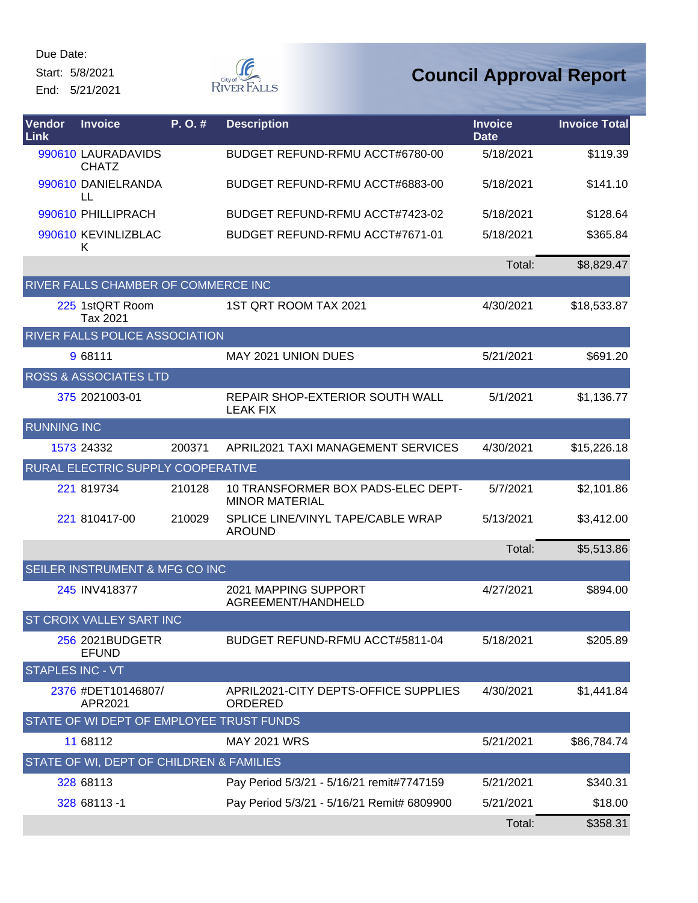Due Date:

Start: 5/8/2021

End: 5/21/2021

# Council Approval Report

| Vendor Link | Invoice | P. O. # | Description | Invoice Date | Invoice Total |
|---|---|---|---|---|---|
| 990610 | LAURADAVIDSCHATZ | | BUDGET REFUND-RFMU ACCT#6780-00 | 5/18/2021 | $119.39 |
| 990610 | DANIELRANDALL | | BUDGET REFUND-RFMU ACCT#6883-00 | 5/18/2021 | $141.10 |
| 990610 | PHILLIPRACH | | BUDGET REFUND-RFMU ACCT#7423-02 | 5/18/2021 | $128.64 |
| 990610 | KEVINLIZBLACK | | BUDGET REFUND-RFMU ACCT#7671-01 | 5/18/2021 | $365.84 |
| | | | | Total: | $8,829.47 |
| RIVER FALLS CHAMBER OF COMMERCE INC | | | | | |
| 225 | 1stQRT Room Tax 2021 | | 1ST QRT ROOM TAX 2021 | 4/30/2021 | $18,533.87 |
| RIVER FALLS POLICE ASSOCIATION | | | | | |
| 9 | 68111 | | MAY 2021 UNION DUES | 5/21/2021 | $691.20 |
| ROSS & ASSOCIATES LTD | | | | | |
| 375 | 2021003-01 | | REPAIR SHOP-EXTERIOR SOUTH WALL LEAK FIX | 5/1/2021 | $1,136.77 |
| RUNNING INC | | | | | |
| 1573 | 24332 | 200371 | APRIL2021 TAXI MANAGEMENT SERVICES | 4/30/2021 | $15,226.18 |
| RURAL ELECTRIC SUPPLY COOPERATIVE | | | | | |
| 221 | 819734 | 210128 | 10 TRANSFORMER BOX PADS-ELEC DEPT-MINOR MATERIAL | 5/7/2021 | $2,101.86 |
| 221 | 810417-00 | 210029 | SPLICE LINE/VINYL TAPE/CABLE WRAP AROUND | 5/13/2021 | $3,412.00 |
| | | | | Total: | $5,513.86 |
| SEILER INSTRUMENT & MFG CO INC | | | | | |
| 245 | INV418377 | | 2021 MAPPING SUPPORT AGREEMENT/HANDHELD | 4/27/2021 | $894.00 |
| ST CROIX VALLEY SART INC | | | | | |
| 256 | 2021BUDGETREFUND | | BUDGET REFUND-RFMU ACCT#5811-04 | 5/18/2021 | $205.89 |
| STAPLES INC - VT | | | | | |
| 2376 | #DET10146807/APR2021 | | APRIL2021-CITY DEPTS-OFFICE SUPPLIES ORDERED | 4/30/2021 | $1,441.84 |
| STATE OF WI DEPT OF EMPLOYEE TRUST FUNDS | | | | | |
| 11 | 68112 | | MAY 2021 WRS | 5/21/2021 | $86,784.74 |
| STATE OF WI, DEPT OF CHILDREN & FAMILIES | | | | | |
| 328 | 68113 | | Pay Period 5/3/21 - 5/16/21 remit#7747159 | 5/21/2021 | $340.31 |
| 328 | 68113 -1 | | Pay Period 5/3/21 - 5/16/21 Remit# 6809900 | 5/21/2021 | $18.00 |
| | | | | Total: | $358.31 |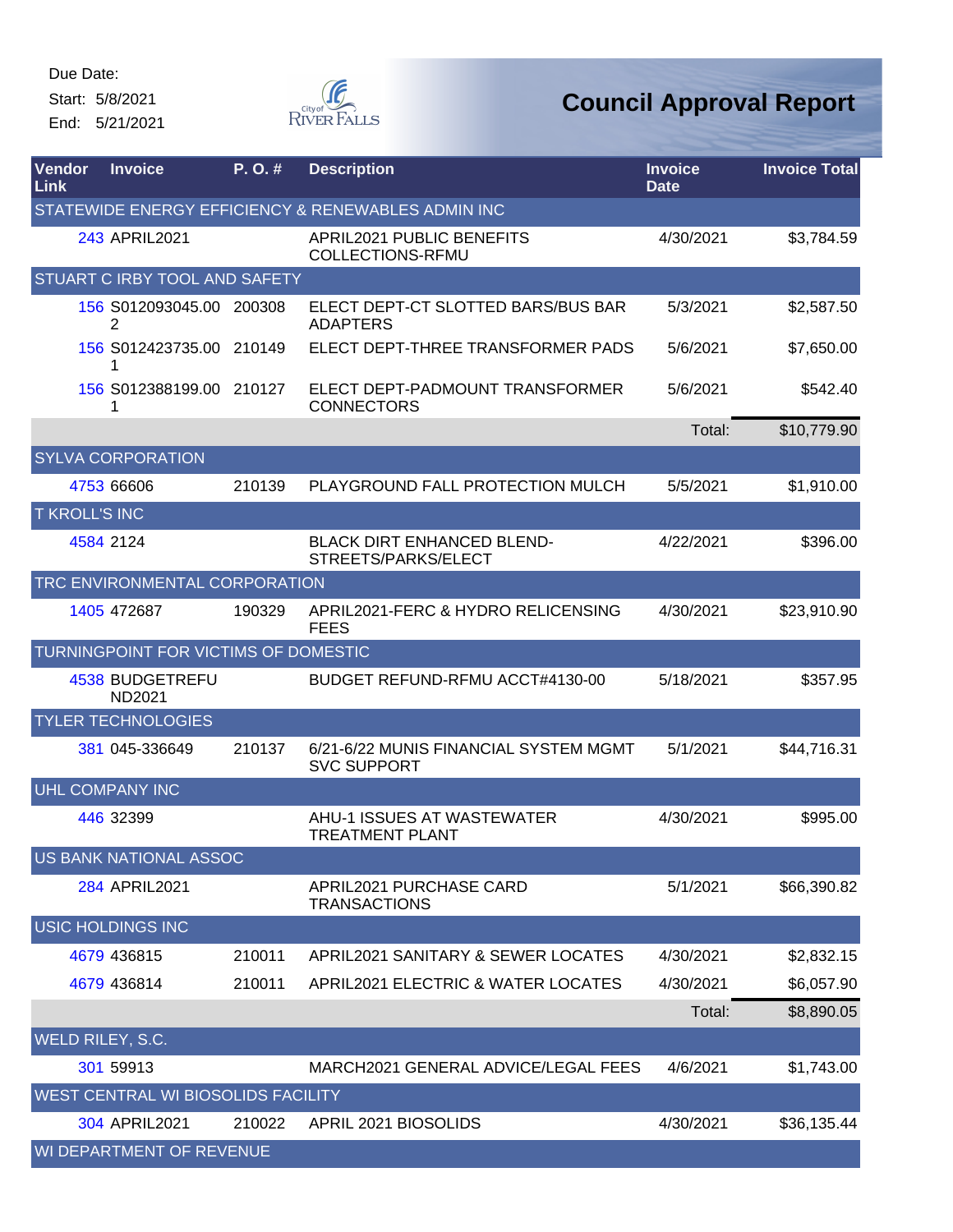Due Date:

Start: 5/8/2021

End: 5/21/2021

# Council Approval Report

| Vendor Link | Invoice | P. O. # | Description | Invoice Date | Invoice Total |
|---|---|---|---|---|---|
| STATEWIDE ENERGY EFFICIENCY & RENEWABLES ADMIN INC | | | | | |
| 243 | APRIL2021 | | APRIL2021 PUBLIC BENEFITS COLLECTIONS-RFMU | 4/30/2021 | $3,784.59 |
| STUART C IRBY TOOL AND SAFETY | | | | | |
| 156 | S012093045.002 | 200308 | ELECT DEPT-CT SLOTTED BARS/BUS BAR ADAPTERS | 5/3/2021 | $2,587.50 |
| 156 | S012423735.001 | 210149 | ELECT DEPT-THREE TRANSFORMER PADS | 5/6/2021 | $7,650.00 |
| 156 | S012388199.001 | 210127 | ELECT DEPT-PADMOUNT TRANSFORMER CONNECTORS | 5/6/2021 | $542.40 |
| | | | | Total: | $10,779.90 |
| SYLVA CORPORATION | | | | | |
| 4753 | 66606 | 210139 | PLAYGROUND FALL PROTECTION MULCH | 5/5/2021 | $1,910.00 |
| T KROLL'S INC | | | | | |
| 4584 | 2124 | | BLACK DIRT ENHANCED BLEND-STREETS/PARKS/ELECT | 4/22/2021 | $396.00 |
| TRC ENVIRONMENTAL CORPORATION | | | | | |
| 1405 | 472687 | 190329 | APRIL2021-FERC & HYDRO RELICENSING FEES | 4/30/2021 | $23,910.90 |
| TURNINGPOINT FOR VICTIMS OF DOMESTIC | | | | | |
| 4538 | BUDGETREFUND2021 | | BUDGET REFUND-RFMU ACCT#4130-00 | 5/18/2021 | $357.95 |
| TYLER TECHNOLOGIES | | | | | |
| 381 | 045-336649 | 210137 | 6/21-6/22 MUNIS FINANCIAL SYSTEM MGMT SVC SUPPORT | 5/1/2021 | $44,716.31 |
| UHL COMPANY INC | | | | | |
| 446 | 32399 | | AHU-1 ISSUES AT WASTEWATER TREATMENT PLANT | 4/30/2021 | $995.00 |
| US BANK NATIONAL ASSOC | | | | | |
| 284 | APRIL2021 | | APRIL2021 PURCHASE CARD TRANSACTIONS | 5/1/2021 | $66,390.82 |
| USIC HOLDINGS INC | | | | | |
| 4679 | 436815 | 210011 | APRIL2021 SANITARY & SEWER LOCATES | 4/30/2021 | $2,832.15 |
| 4679 | 436814 | 210011 | APRIL2021 ELECTRIC & WATER LOCATES | 4/30/2021 | $6,057.90 |
| | | | | Total: | $8,890.05 |
| WELD RILEY, S.C. | | | | | |
| 301 | 59913 | | MARCH2021 GENERAL ADVICE/LEGAL FEES | 4/6/2021 | $1,743.00 |
| WEST CENTRAL WI BIOSOLIDS FACILITY | | | | | |
| 304 | APRIL2021 | 210022 | APRIL 2021 BIOSOLIDS | 4/30/2021 | $36,135.44 |
| WI DEPARTMENT OF REVENUE | | | | | |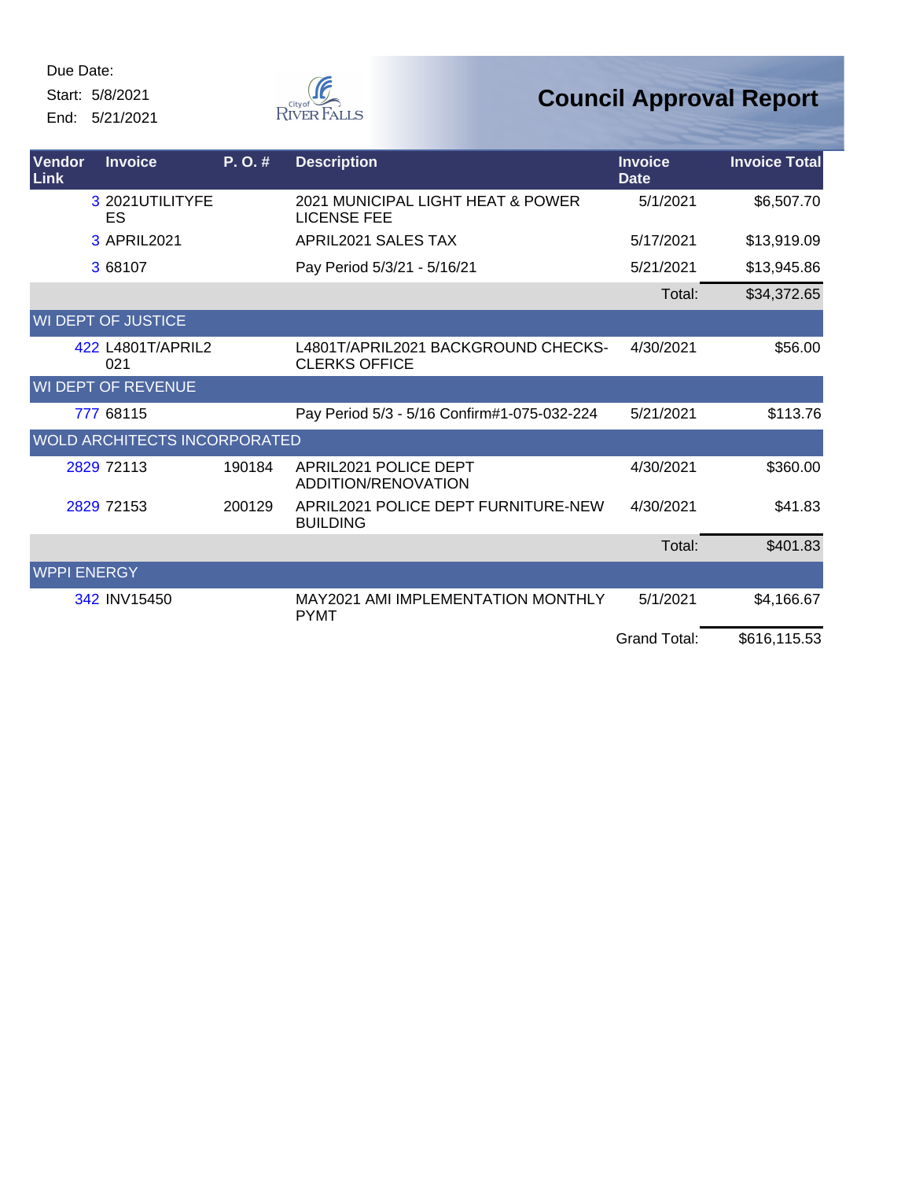Due Date:

Start: 5/8/2021

End: 5/21/2021

# Council Approval Report

| Vendor Link | Invoice | P. O. # | Description | Invoice Date | Invoice Total |
|---|---|---|---|---|---|
| 3 | 2021UTILITYFEES | | 2021 MUNICIPAL LIGHT HEAT & POWER LICENSE FEE | 5/1/2021 | $6,507.70 |
| 3 | APRIL2021 | | APRIL2021 SALES TAX | 5/17/2021 | $13,919.09 |
| 3 | 68107 | | Pay Period 5/3/21 - 5/16/21 | 5/21/2021 | $13,945.86 |
| | | | | Total: | $34,372.65 |
| WI DEPT OF JUSTICE | | | | | |
| 422 | L4801T/APRIL2021 | | L4801T/APRIL2021 BACKGROUND CHECKS-CLERKS OFFICE | 4/30/2021 | $56.00 |
| WI DEPT OF REVENUE | | | | | |
| 777 | 68115 | | Pay Period 5/3 - 5/16 Confirm#1-075-032-224 | 5/21/2021 | $113.76 |
| WOLD ARCHITECTS INCORPORATED | | | | | |
| 2829 | 72113 | 190184 | APRIL2021 POLICE DEPT ADDITION/RENOVATION | 4/30/2021 | $360.00 |
| 2829 | 72153 | 200129 | APRIL2021 POLICE DEPT FURNITURE-NEW BUILDING | 4/30/2021 | $41.83 |
| | | | | Total: | $401.83 |
| WPPI ENERGY | | | | | |
| 342 | INV15450 | | MAY2021 AMI IMPLEMENTATION MONTHLY PYMT | 5/1/2021 | $4,166.67 |
| | | | | Grand Total: | $616,115.53 |